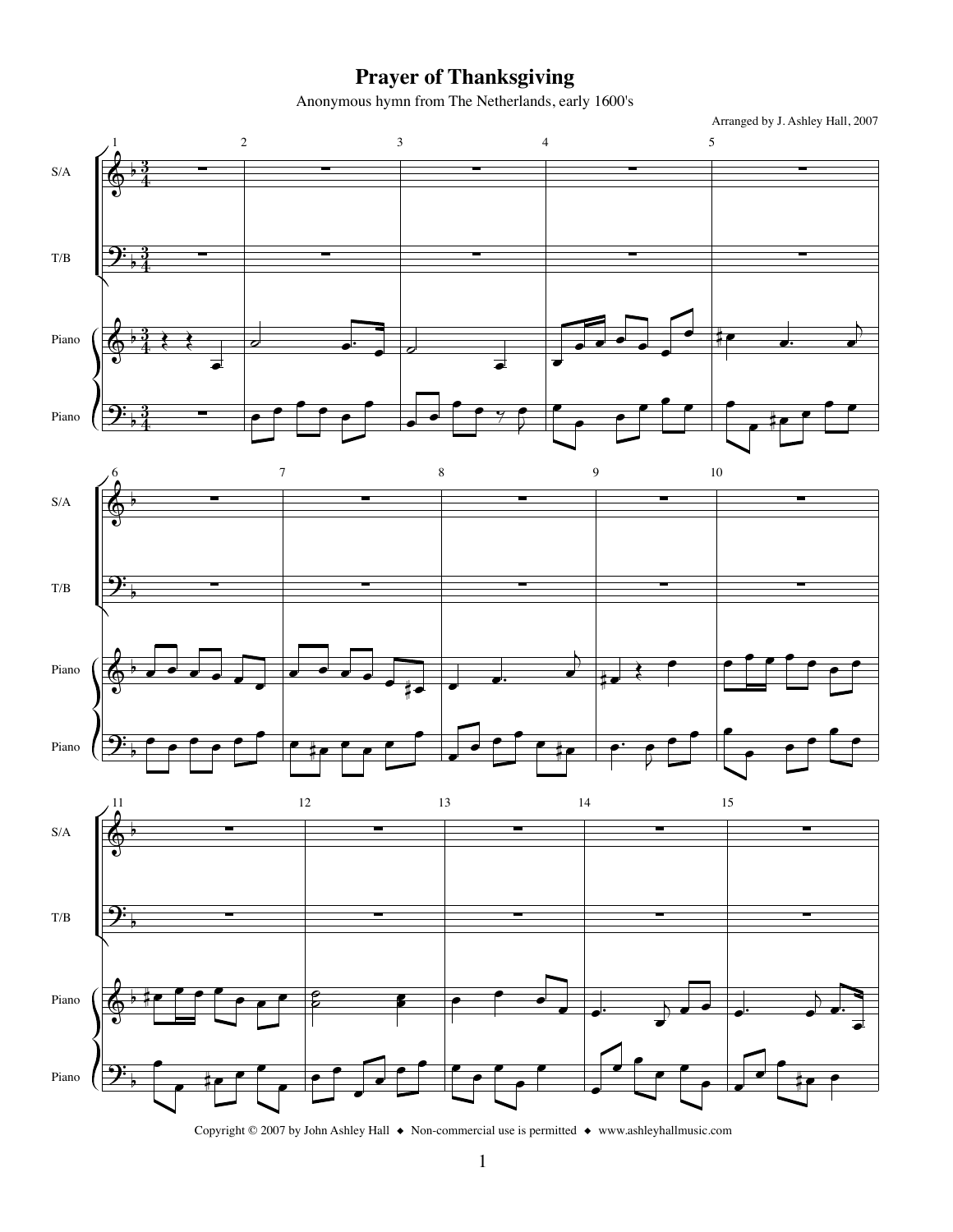# Prayer of Thanksgiving

Anonymous hymn from The Netherlands, early 1600's

Arranged by J. Ashley Hall, 2007

Copyright © 2007 by John Ashley Hall ◆ Non-commercial use is permitted ◆ www.ashleyhallmusic.com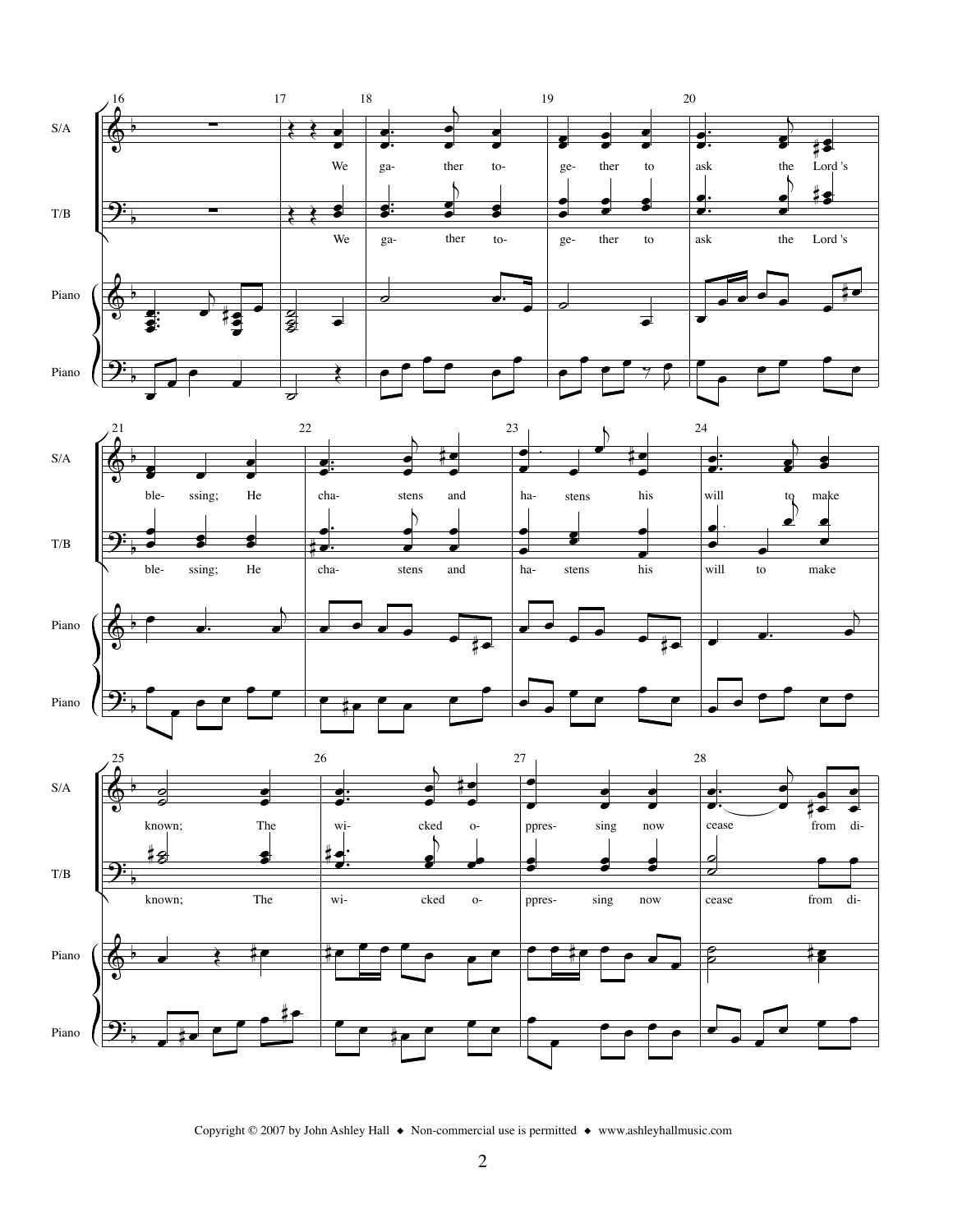S/A, T/B, Piano

16 17 18 19 20

We ga- ther to- ge- ther to ask the Lord 's

21 22 23 24

ble- ssing; He cha- stens and ha- stens his will to make

25 26 27 28

known; The wi- cked o- ppres- sing now cease from di-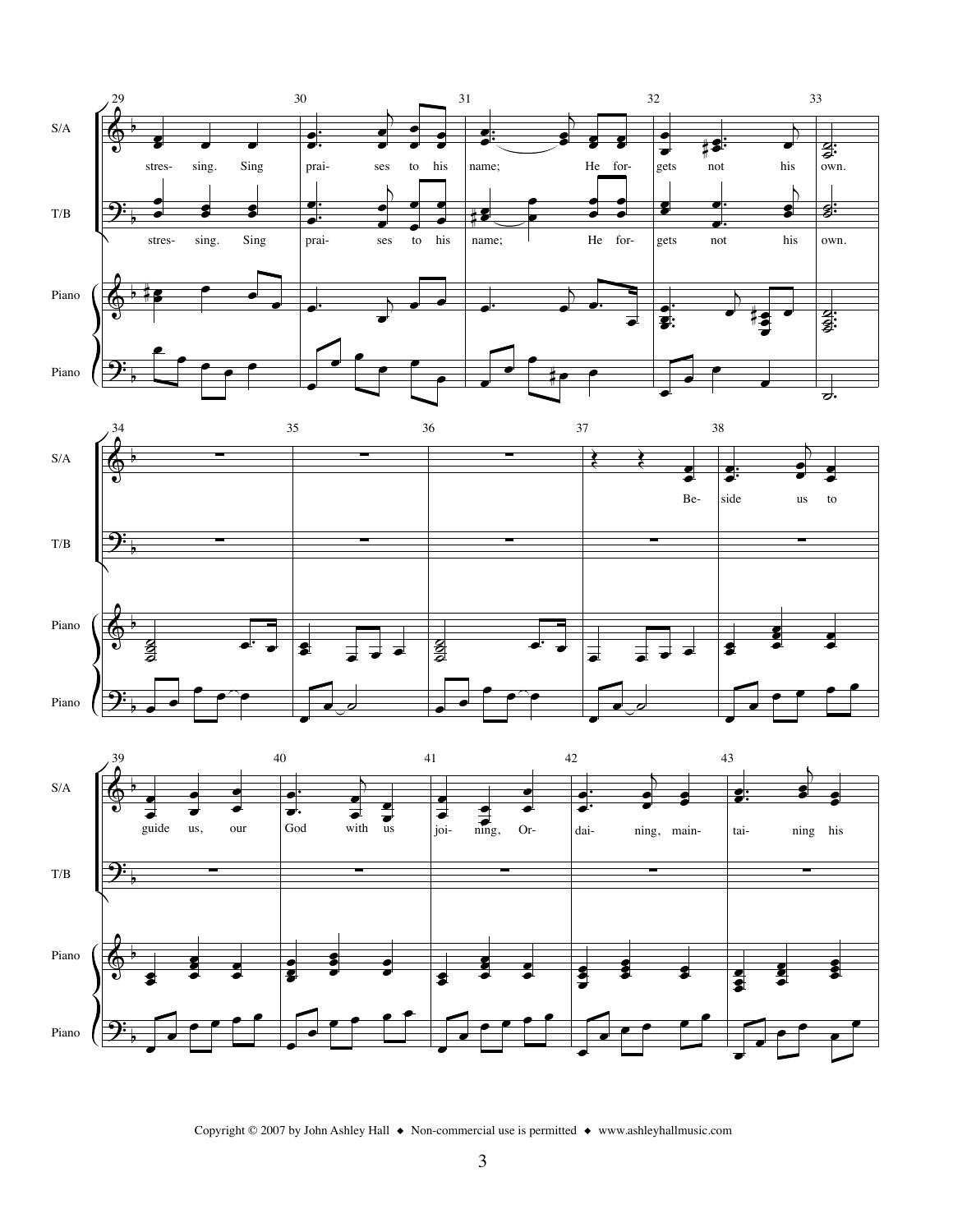29 30 31 32 33

S/A: stres- sing. Sing prai- ses to his name; He for- gets not his own.

T/B: stres- sing. Sing prai- ses to his name; He for- gets not his own.

34 35 36 37 38

S/A: Be- side us to

39 40 41 42 43

S/A: guide us, our God with us joi- ning, Or- dai- ning, main- tai- ning his

Copyright © 2007 by John Ashley Hall ◆ Non-commercial use is permitted ◆ www.ashleyhallmusic.com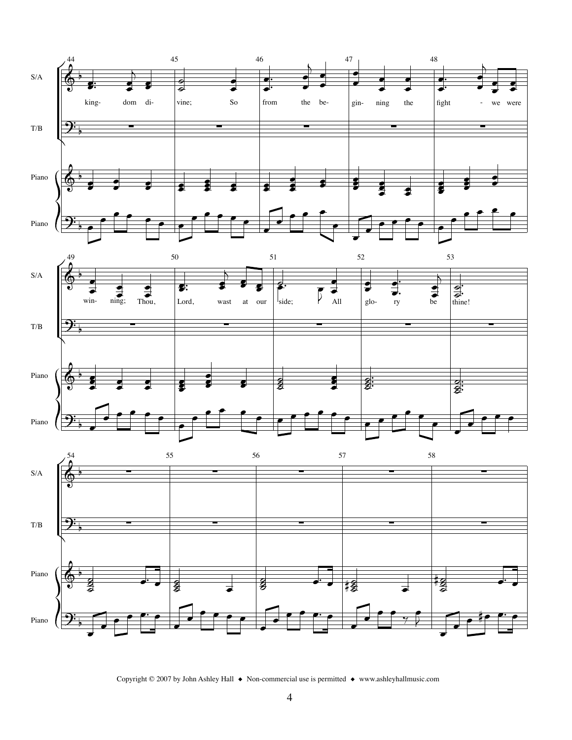44 45 46 47 48

S/A

T/B

Piano

king- dom di- vine; So from the be- gin- ning the fight - we were

49 50 51 52 53

win- ning; Thou, Lord, wast at our side; All glo- ry be thine!

54 55 56 57 58

Copyright © 2007 by John Ashley Hall ◆ Non-commercial use is permitted ◆ www.ashleyhallmusic.com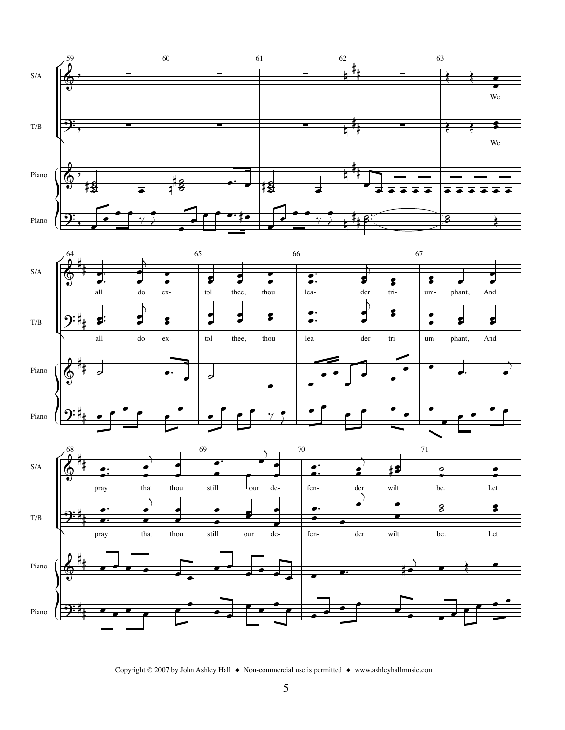S/A

T/B

Piano

We all do ex- tol thee, thou lea- der tri- um- phant, And pray that thou still our de- fen- der wilt be. Let

Copyright © 2007 by John Ashley Hall ◆ Non-commercial use is permitted ◆ www.ashleyhallmusic.com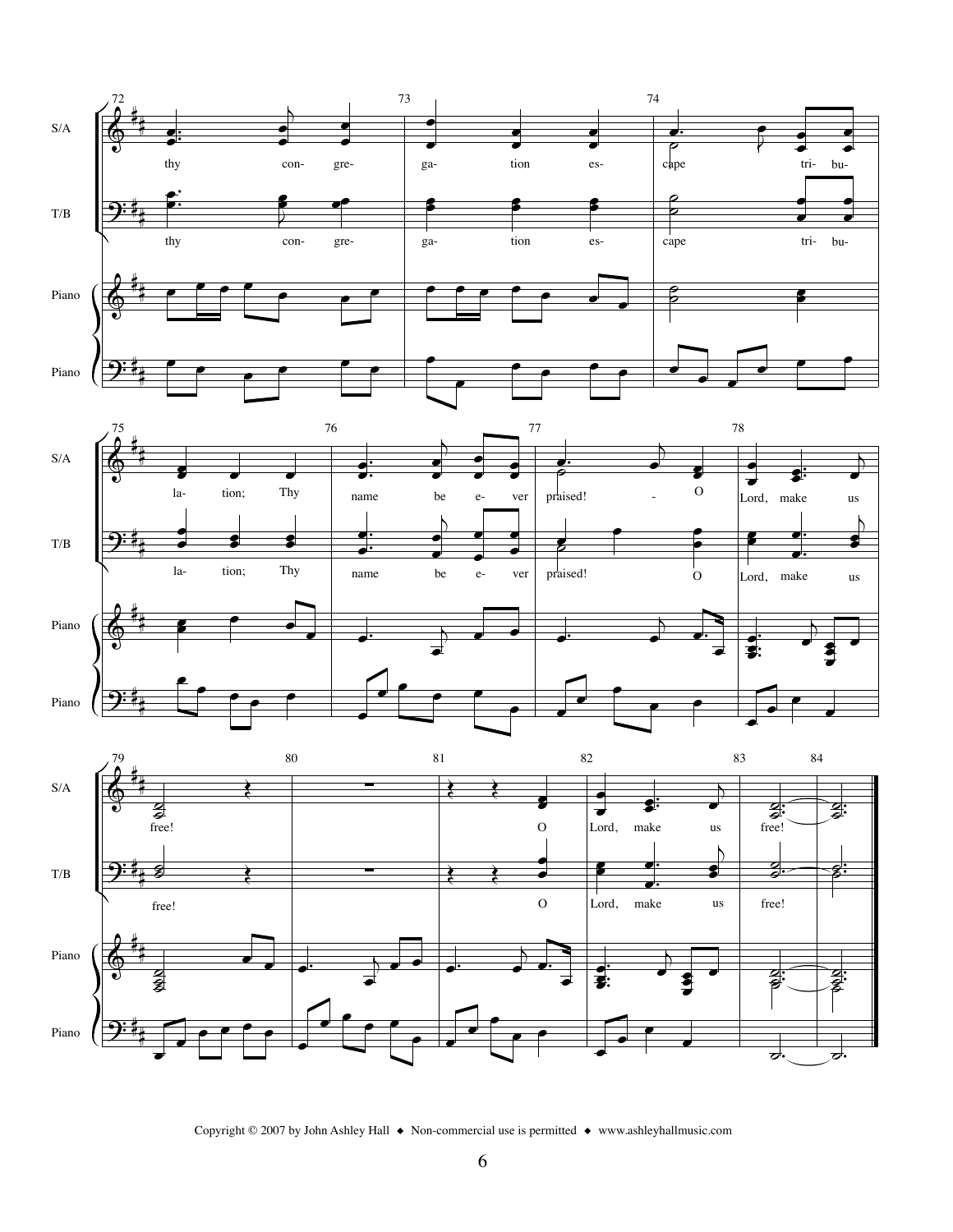thy con- gre- ga- tion es- cape tri- bu- la- tion; Thy name be e- ver praised! O Lord, make us free! O Lord, make us free!